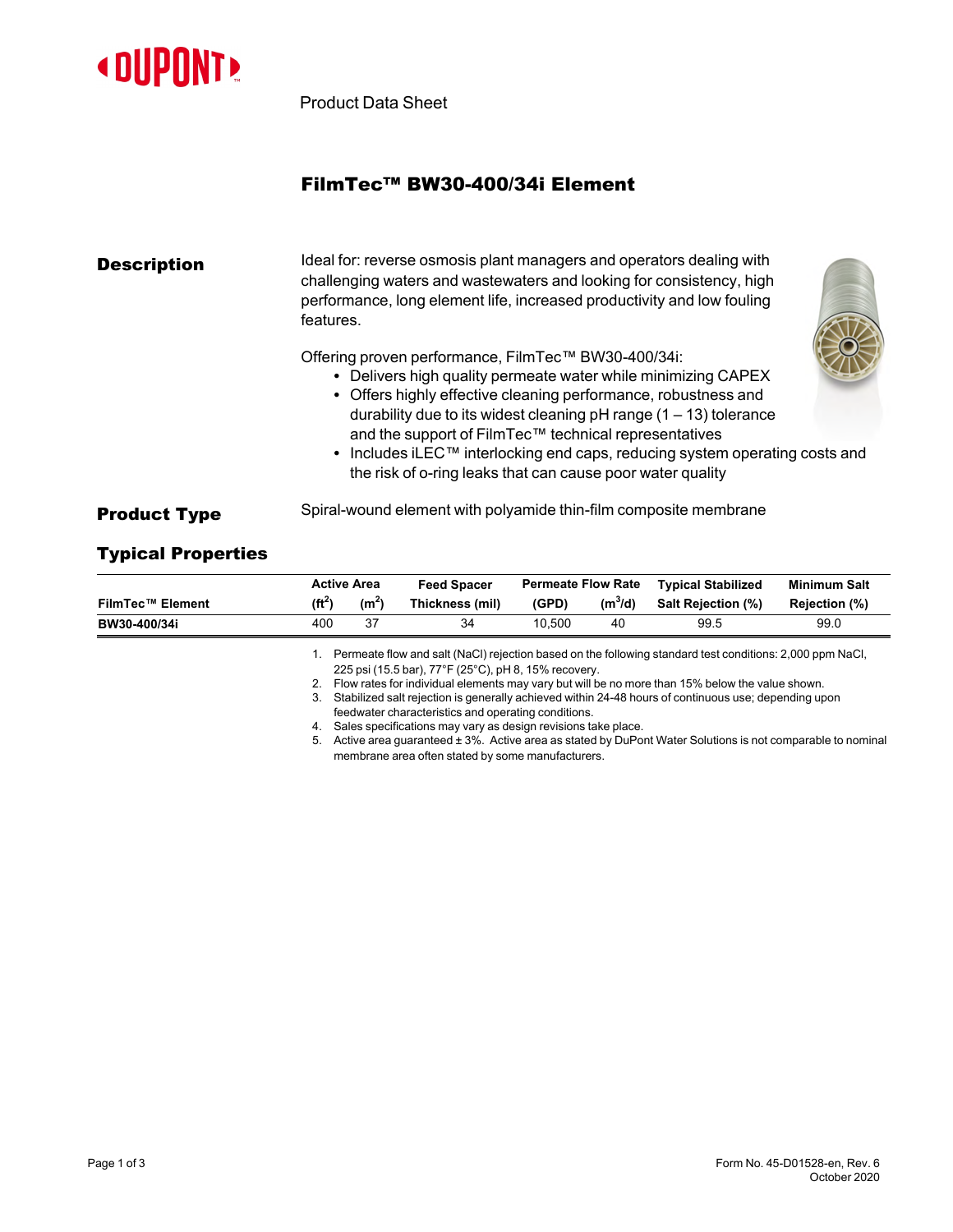Product Data Sheet

# FilmTec™ BW30-400/34i Element

## Description

Ideal for: reverse osmosis plant managers and operators dealing with challenging waters and wastewaters and looking for consistency, high performance, long element life, increased productivity and low fouling features.

Offering proven performance, FilmTec™ BW30-400/34i:

- Delivers high quality permeate water while minimizing CAPEX
- Offers highly effective cleaning performance, robustness and durability due to its widest cleaning pH range (1 – 13) tolerance and the support of FilmTec™ technical representatives
- Includes iLEC™ interlocking end caps, reducing system operating costs and the risk of o-ring leaks that can cause poor water quality

## Product Type

Spiral-wound element with polyamide thin-film composite membrane

## Typical Properties

| FilmTec™ Element | Active Area ($ft^2$) | Active Area ($m^2$) | Feed Spacer Thickness (mil) | Permeate Flow Rate (GPD) | Permeate Flow Rate ($m^3/d$) | Typical Stabilized Salt Rejection (%) | Minimum Salt Rejection (%) |
|---|---|---|---|---|---|---|---|
| **BW30-400/34i** | 400 | 37 | 34 | 10,500 | 40 | 99.5 | 99.0 |

1. Permeate flow and salt (NaCl) rejection based on the following standard test conditions: 2,000 ppm NaCl, 225 psi (15.5 bar), 77°F (25°C), pH 8, 15% recovery.
2. Flow rates for individual elements may vary but will be no more than 15% below the value shown.
3. Stabilized salt rejection is generally achieved within 24-48 hours of continuous use; depending upon feedwater characteristics and operating conditions.
4. Sales specifications may vary as design revisions take place.
5. Active area guaranteed ± 3%. Active area as stated by DuPont Water Solutions is not comparable to nominal membrane area often stated by some manufacturers.

Form No. 45-D01528-en, Rev. 6
October 2020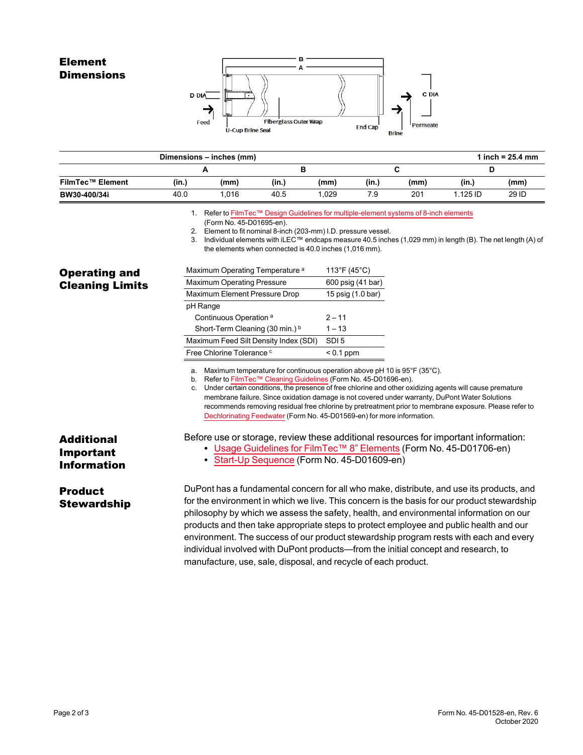## Element Dimensions

| Dimensions – inches (mm) | | | | | | | | 1 inch = 25.4 mm |
|---|---|---|---|---|---|---|---|---|
| | A | | B | | C | | D | |
| FilmTec™ Element | (in.) | (mm) | (in.) | (mm) | (in.) | (mm) | (in.) | (mm) |
| BW30-400/34i | 40.0 | 1,016 | 40.5 | 1,029 | 7.9 | 201 | 1.125 ID | 29 ID |

1. Refer to FilmTec™ Design Guidelines for multiple-element systems of 8-inch elements (Form No. 45-D01695-en).
2. Element to fit nominal 8-inch (203-mm) I.D. pressure vessel.
3. Individual elements with iLEC™ endcaps measure 40.5 inches (1,029 mm) in length (B). The net length (A) of the elements when connected is 40.0 inches (1,016 mm).

## Operating and Cleaning Limits

| | |
|---|---|
| Maximum Operating Temperature [a] | 113°F (45°C) |
| Maximum Operating Pressure | 600 psig (41 bar) |
| Maximum Element Pressure Drop | 15 psig (1.0 bar) |
| pH Range | |
| Continuous Operation [a] | 2 – 11 |
| Short-Term Cleaning (30 min.) [b] | 1 – 13 |
| Maximum Feed Silt Density Index (SDI) | SDI 5 |
| Free Chlorine Tolerance [c] | < 0.1 ppm |

a. Maximum temperature for continuous operation above pH 10 is 95°F (35°C).
b. Refer to FilmTec™ Cleaning Guidelines (Form No. 45-D01696-en).
c. Under certain conditions, the presence of free chlorine and other oxidizing agents will cause premature membrane failure. Since oxidation damage is not covered under warranty, DuPont Water Solutions recommends removing residual free chlorine by pretreatment prior to membrane exposure. Please refer to Dechlorinating Feedwater (Form No. 45-D01569-en) for more information.

## Additional Important Information

Before use or storage, review these additional resources for important information:

- Usage Guidelines for FilmTec™ 8" Elements (Form No. 45-D01706-en)
- Start-Up Sequence (Form No. 45-D01609-en)

## Product Stewardship

DuPont has a fundamental concern for all who make, distribute, and use its products, and for the environment in which we live. This concern is the basis for our product stewardship philosophy by which we assess the safety, health, and environmental information on our products and then take appropriate steps to protect employee and public health and our environment. The success of our product stewardship program rests with each and every individual involved with DuPont products—from the initial concept and research, to manufacture, use, sale, disposal, and recycle of each product.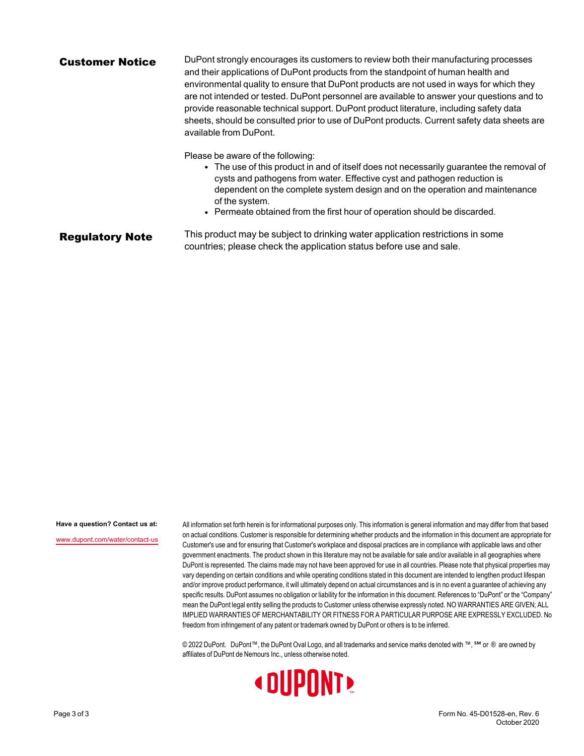## Customer Notice

DuPont strongly encourages its customers to review both their manufacturing processes and their applications of DuPont products from the standpoint of human health and environmental quality to ensure that DuPont products are not used in ways for which they are not intended or tested. DuPont personnel are available to answer your questions and to provide reasonable technical support. DuPont product literature, including safety data sheets, should be consulted prior to use of DuPont products. Current safety data sheets are available from DuPont.

Please be aware of the following:

- The use of this product in and of itself does not necessarily guarantee the removal of cysts and pathogens from water. Effective cyst and pathogen reduction is dependent on the complete system design and on the operation and maintenance of the system.
- Permeate obtained from the first hour of operation should be discarded.

## Regulatory Note

This product may be subject to drinking water application restrictions in some countries; please check the application status before use and sale.

**Have a question? Contact us at:**

www.dupont.com/water/contact-us

All information set forth herein is for informational purposes only. This information is general information and may differ from that based on actual conditions. Customer is responsible for determining whether products and the information in this document are appropriate for Customer's use and for ensuring that Customer's workplace and disposal practices are in compliance with applicable laws and other government enactments. The product shown in this literature may not be available for sale and/or available in all geographies where DuPont is represented. The claims made may not have been approved for use in all countries. Please note that physical properties may vary depending on certain conditions and while operating conditions stated in this document are intended to lengthen product lifespan and/or improve product performance, it will ultimately depend on actual circumstances and is in no event a guarantee of achieving any specific results. DuPont assumes no obligation or liability for the information in this document. References to "DuPont" or the "Company" mean the DuPont legal entity selling the products to Customer unless otherwise expressly noted. NO WARRANTIES ARE GIVEN; ALL IMPLIED WARRANTIES OF MERCHANTABILITY OR FITNESS FOR A PARTICULAR PURPOSE ARE EXPRESSLY EXCLUDED. No freedom from infringement of any patent or trademark owned by DuPont or others is to be inferred.

© 2022 DuPont. DuPont™, the DuPont Oval Logo, and all trademarks and service marks denoted with ™, ℠ or ® are owned by affiliates of DuPont de Nemours Inc., unless otherwise noted.

Form No. 45-D01528-en, Rev. 6
October 2020